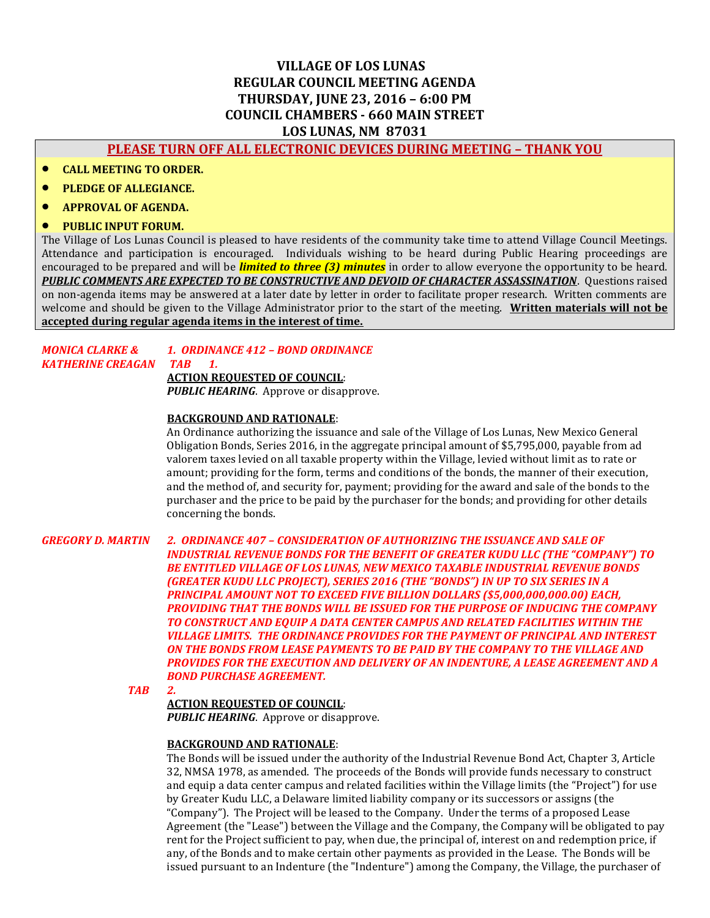# VILLAGE OF LOS LUNAS
# REGULAR COUNCIL MEETING AGENDA
# THURSDAY, JUNE 23, 2016 – 6:00 PM
# COUNCIL CHAMBERS - 660 MAIN STREET
# LOS LUNAS, NM 87031

**PLEASE TURN OFF ALL ELECTRONIC DEVICES DURING MEETING – THANK YOU**

- **CALL MEETING TO ORDER.**
- **PLEDGE OF ALLEGIANCE.**
- **APPROVAL OF AGENDA.**
- **PUBLIC INPUT FORUM.**

The Village of Los Lunas Council is pleased to have residents of the community take time to attend Village Council Meetings. Attendance and participation is encouraged. Individuals wishing to be heard during Public Hearing proceedings are encouraged to be prepared and will be ***limited to three (3) minutes*** in order to allow everyone the opportunity to be heard. ***PUBLIC COMMENTS ARE EXPECTED TO BE CONSTRUCTIVE AND DEVOID OF CHARACTER ASSASSINATION***. Questions raised on non-agenda items may be answered at a later date by letter in order to facilitate proper research. Written comments are welcome and should be given to the Village Administrator prior to the start of the meeting. **Written materials will not be accepted during regular agenda items in the interest of time.**

*MONICA CLARKE & KATHERINE CREAGAN*

***1. ORDINANCE 412 – BOND ORDINANCE***

***TAB 1.***

**ACTION REQUESTED OF COUNCIL**:
***PUBLIC HEARING***. Approve or disapprove.

**BACKGROUND AND RATIONALE**:
An Ordinance authorizing the issuance and sale of the Village of Los Lunas, New Mexico General Obligation Bonds, Series 2016, in the aggregate principal amount of $5,795,000, payable from ad valorem taxes levied on all taxable property within the Village, levied without limit as to rate or amount; providing for the form, terms and conditions of the bonds, the manner of their execution, and the method of, and security for, payment; providing for the award and sale of the bonds to the purchaser and the price to be paid by the purchaser for the bonds; and providing for other details concerning the bonds.

*GREGORY D. MARTIN*

***2. ORDINANCE 407 – CONSIDERATION OF AUTHORIZING THE ISSUANCE AND SALE OF INDUSTRIAL REVENUE BONDS FOR THE BENEFIT OF GREATER KUDU LLC (THE "COMPANY") TO BE ENTITLED VILLAGE OF LOS LUNAS, NEW MEXICO TAXABLE INDUSTRIAL REVENUE BONDS (GREATER KUDU LLC PROJECT), SERIES 2016 (THE "BONDS") IN UP TO SIX SERIES IN A PRINCIPAL AMOUNT NOT TO EXCEED FIVE BILLION DOLLARS ($5,000,000,000.00) EACH, PROVIDING THAT THE BONDS WILL BE ISSUED FOR THE PURPOSE OF INDUCING THE COMPANY TO CONSTRUCT AND EQUIP A DATA CENTER CAMPUS AND RELATED FACILITIES WITHIN THE VILLAGE LIMITS. THE ORDINANCE PROVIDES FOR THE PAYMENT OF PRINCIPAL AND INTEREST ON THE BONDS FROM LEASE PAYMENTS TO BE PAID BY THE COMPANY TO THE VILLAGE AND PROVIDES FOR THE EXECUTION AND DELIVERY OF AN INDENTURE, A LEASE AGREEMENT AND A BOND PURCHASE AGREEMENT.***

***TAB 2.***

**ACTION REQUESTED OF COUNCIL**:
***PUBLIC HEARING***. Approve or disapprove.

**BACKGROUND AND RATIONALE**:
The Bonds will be issued under the authority of the Industrial Revenue Bond Act, Chapter 3, Article 32, NMSA 1978, as amended. The proceeds of the Bonds will provide funds necessary to construct and equip a data center campus and related facilities within the Village limits (the "Project") for use by Greater Kudu LLC, a Delaware limited liability company or its successors or assigns (the "Company"). The Project will be leased to the Company. Under the terms of a proposed Lease Agreement (the "Lease") between the Village and the Company, the Company will be obligated to pay rent for the Project sufficient to pay, when due, the principal of, interest on and redemption price, if any, of the Bonds and to make certain other payments as provided in the Lease. The Bonds will be issued pursuant to an Indenture (the "Indenture") among the Company, the Village, the purchaser of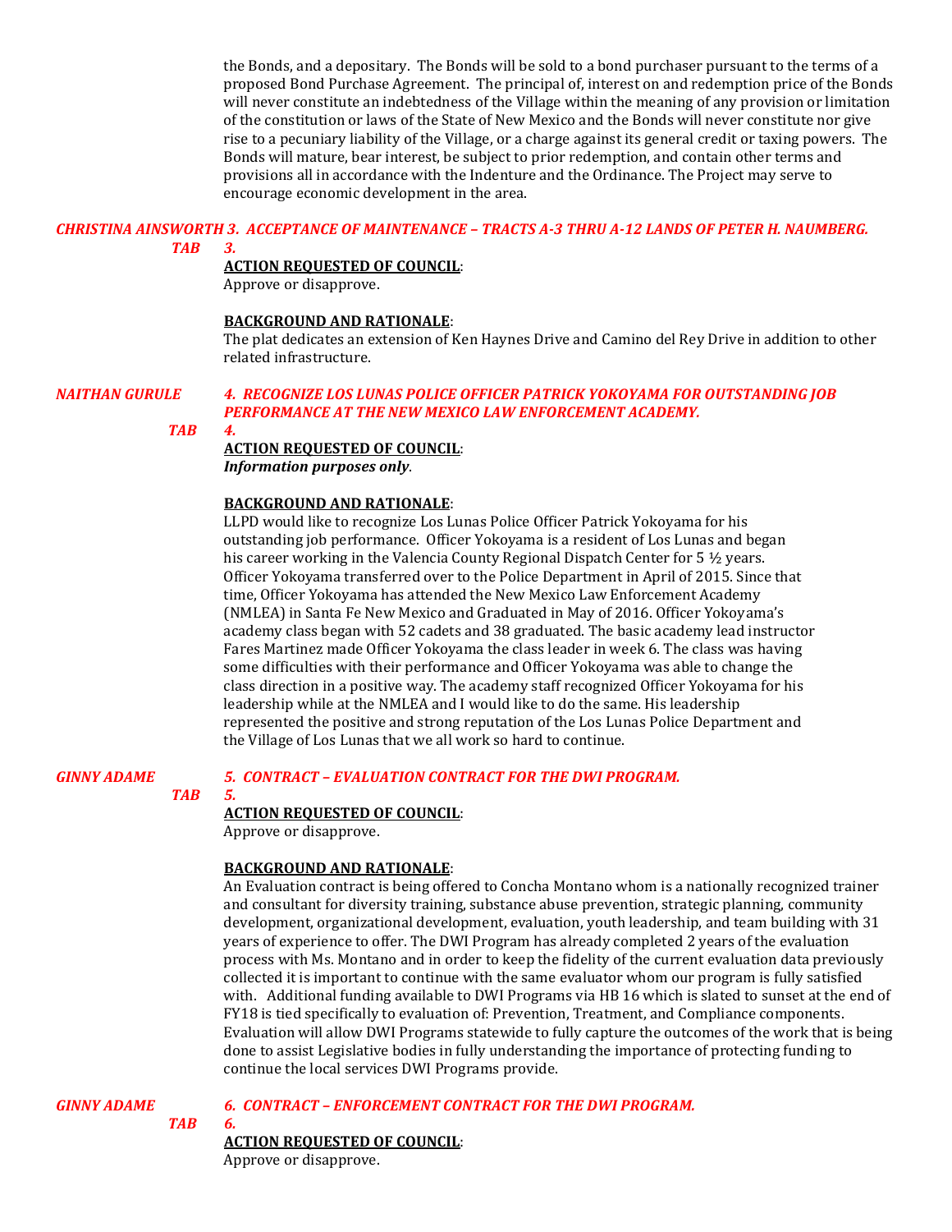the Bonds, and a depositary. The Bonds will be sold to a bond purchaser pursuant to the terms of a proposed Bond Purchase Agreement. The principal of, interest on and redemption price of the Bonds will never constitute an indebtedness of the Village within the meaning of any provision or limitation of the constitution or laws of the State of New Mexico and the Bonds will never constitute nor give rise to a pecuniary liability of the Village, or a charge against its general credit or taxing powers. The Bonds will mature, bear interest, be subject to prior redemption, and contain other terms and provisions all in accordance with the Indenture and the Ordinance. The Project may serve to encourage economic development in the area.

***CHRISTINA AINSWORTH 3. ACCEPTANCE OF MAINTENANCE – TRACTS A-3 THRU A-12 LANDS OF PETER H. NAUMBERG.***

***TAB 3.***

**ACTION REQUESTED OF COUNCIL**:
Approve or disapprove.

**BACKGROUND AND RATIONALE**:
The plat dedicates an extension of Ken Haynes Drive and Camino del Rey Drive in addition to other related infrastructure.

***NAITHAN GURULE 4. RECOGNIZE LOS LUNAS POLICE OFFICER PATRICK YOKOYAMA FOR OUTSTANDING JOB PERFORMANCE AT THE NEW MEXICO LAW ENFORCEMENT ACADEMY.***

***TAB 4.***

**ACTION REQUESTED OF COUNCIL**:
***Information purposes only***.

**BACKGROUND AND RATIONALE**:
LLPD would like to recognize Los Lunas Police Officer Patrick Yokoyama for his outstanding job performance. Officer Yokoyama is a resident of Los Lunas and began his career working in the Valencia County Regional Dispatch Center for 5 ½ years. Officer Yokoyama transferred over to the Police Department in April of 2015. Since that time, Officer Yokoyama has attended the New Mexico Law Enforcement Academy (NMLEA) in Santa Fe New Mexico and Graduated in May of 2016. Officer Yokoyama's academy class began with 52 cadets and 38 graduated. The basic academy lead instructor Fares Martinez made Officer Yokoyama the class leader in week 6. The class was having some difficulties with their performance and Officer Yokoyama was able to change the class direction in a positive way. The academy staff recognized Officer Yokoyama for his leadership while at the NMLEA and I would like to do the same. His leadership represented the positive and strong reputation of the Los Lunas Police Department and the Village of Los Lunas that we all work so hard to continue.

***GINNY ADAME 5. CONTRACT – EVALUATION CONTRACT FOR THE DWI PROGRAM.***

***TAB 5.***

**ACTION REQUESTED OF COUNCIL**:
Approve or disapprove.

**BACKGROUND AND RATIONALE**:
An Evaluation contract is being offered to Concha Montano whom is a nationally recognized trainer and consultant for diversity training, substance abuse prevention, strategic planning, community development, organizational development, evaluation, youth leadership, and team building with 31 years of experience to offer. The DWI Program has already completed 2 years of the evaluation process with Ms. Montano and in order to keep the fidelity of the current evaluation data previously collected it is important to continue with the same evaluator whom our program is fully satisfied with. Additional funding available to DWI Programs via HB 16 which is slated to sunset at the end of FY18 is tied specifically to evaluation of: Prevention, Treatment, and Compliance components. Evaluation will allow DWI Programs statewide to fully capture the outcomes of the work that is being done to assist Legislative bodies in fully understanding the importance of protecting funding to continue the local services DWI Programs provide.

***GINNY ADAME 6. CONTRACT – ENFORCEMENT CONTRACT FOR THE DWI PROGRAM.***

***TAB 6.***

**ACTION REQUESTED OF COUNCIL**:
Approve or disapprove.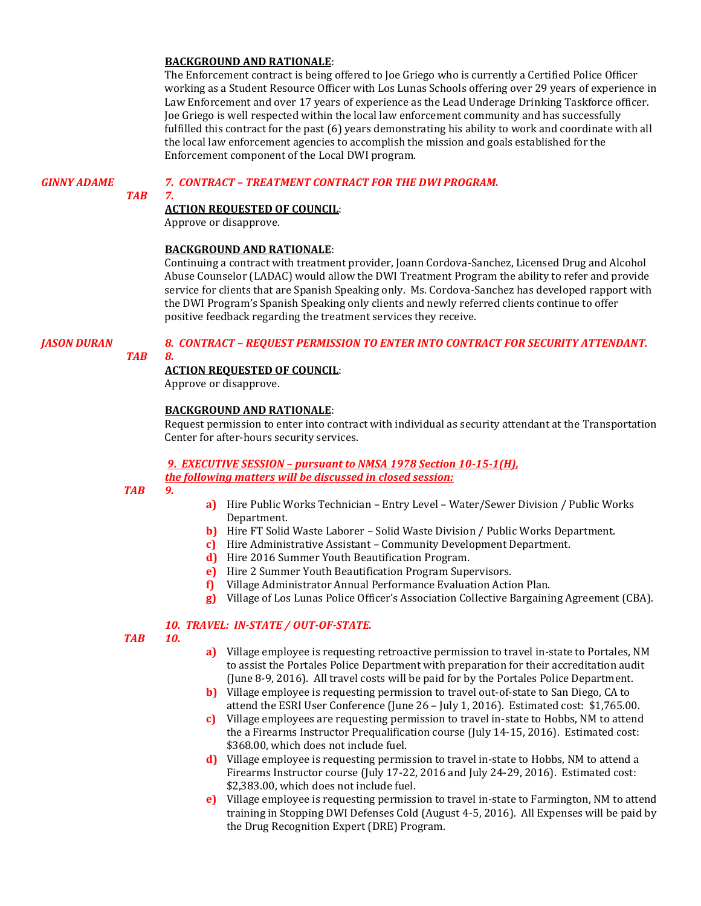**BACKGROUND AND RATIONALE**:

The Enforcement contract is being offered to Joe Griego who is currently a Certified Police Officer working as a Student Resource Officer with Los Lunas Schools offering over 29 years of experience in Law Enforcement and over 17 years of experience as the Lead Underage Drinking Taskforce officer. Joe Griego is well respected within the local law enforcement community and has successfully fulfilled this contract for the past (6) years demonstrating his ability to work and coordinate with all the local law enforcement agencies to accomplish the mission and goals established for the Enforcement component of the Local DWI program.

*GINNY ADAME* — ***7. CONTRACT – TREATMENT CONTRACT FOR THE DWI PROGRAM.***

***TAB 7.***

**ACTION REQUESTED OF COUNCIL**:

Approve or disapprove.

**BACKGROUND AND RATIONALE**:

Continuing a contract with treatment provider, Joann Cordova-Sanchez, Licensed Drug and Alcohol Abuse Counselor (LADAC) would allow the DWI Treatment Program the ability to refer and provide service for clients that are Spanish Speaking only. Ms. Cordova-Sanchez has developed rapport with the DWI Program's Spanish Speaking only clients and newly referred clients continue to offer positive feedback regarding the treatment services they receive.

*JASON DURAN* — ***8. CONTRACT – REQUEST PERMISSION TO ENTER INTO CONTRACT FOR SECURITY ATTENDANT.***

***TAB 8.***

**ACTION REQUESTED OF COUNCIL**:

Approve or disapprove.

**BACKGROUND AND RATIONALE**:

Request permission to enter into contract with individual as security attendant at the Transportation Center for after-hours security services.

***9. EXECUTIVE SESSION – pursuant to NMSA 1978 Section 10-15-1(H), the following matters will be discussed in closed session:***

***TAB 9.***

- **a)** Hire Public Works Technician – Entry Level – Water/Sewer Division / Public Works Department.
- **b)** Hire FT Solid Waste Laborer – Solid Waste Division / Public Works Department.
- **c)** Hire Administrative Assistant – Community Development Department.
- **d)** Hire 2016 Summer Youth Beautification Program.
- **e)** Hire 2 Summer Youth Beautification Program Supervisors.
- **f)** Village Administrator Annual Performance Evaluation Action Plan.
- **g)** Village of Los Lunas Police Officer's Association Collective Bargaining Agreement (CBA).

***10. TRAVEL: IN-STATE / OUT-OF-STATE.***

***TAB 10.***

- **a)** Village employee is requesting retroactive permission to travel in-state to Portales, NM to assist the Portales Police Department with preparation for their accreditation audit (June 8-9, 2016). All travel costs will be paid for by the Portales Police Department.
- **b)** Village employee is requesting permission to travel out-of-state to San Diego, CA to attend the ESRI User Conference (June 26 – July 1, 2016). Estimated cost: $1,765.00.
- **c)** Village employees are requesting permission to travel in-state to Hobbs, NM to attend the a Firearms Instructor Prequalification course (July 14-15, 2016). Estimated cost: $368.00, which does not include fuel.
- **d)** Village employee is requesting permission to travel in-state to Hobbs, NM to attend a Firearms Instructor course (July 17-22, 2016 and July 24-29, 2016). Estimated cost: $2,383.00, which does not include fuel.
- **e)** Village employee is requesting permission to travel in-state to Farmington, NM to attend training in Stopping DWI Defenses Cold (August 4-5, 2016). All Expenses will be paid by the Drug Recognition Expert (DRE) Program.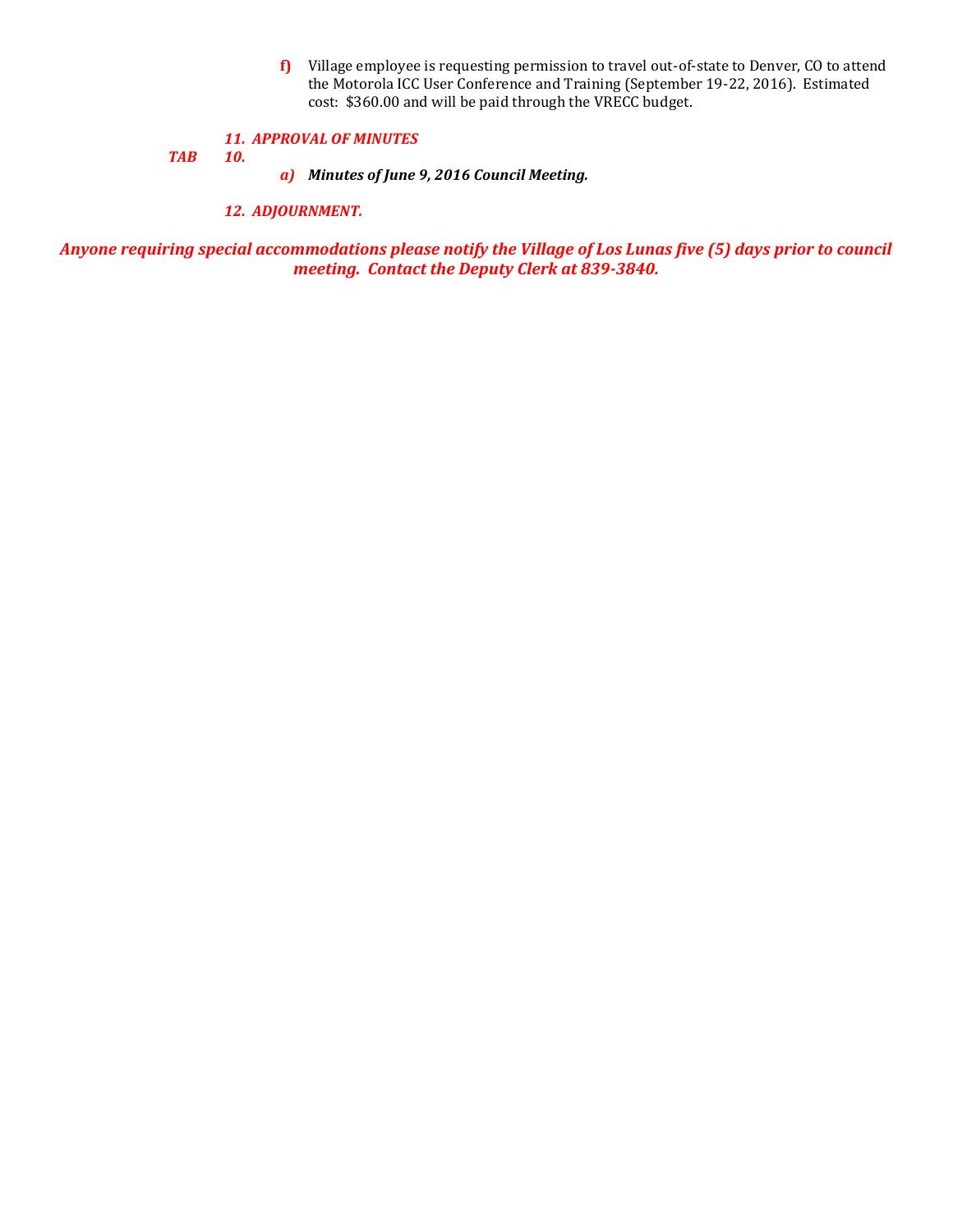**f)** Village employee is requesting permission to travel out-of-state to Denver, CO to attend the Motorola ICC User Conference and Training (September 19-22, 2016). Estimated cost: $360.00 and will be paid through the VRECC budget.

***11. APPROVAL OF MINUTES***

***TAB 10.***

***a) Minutes of June 9, 2016 Council Meeting.***

***12. ADJOURNMENT.***

***Anyone requiring special accommodations please notify the Village of Los Lunas five (5) days prior to council meeting. Contact the Deputy Clerk at 839-3840.***